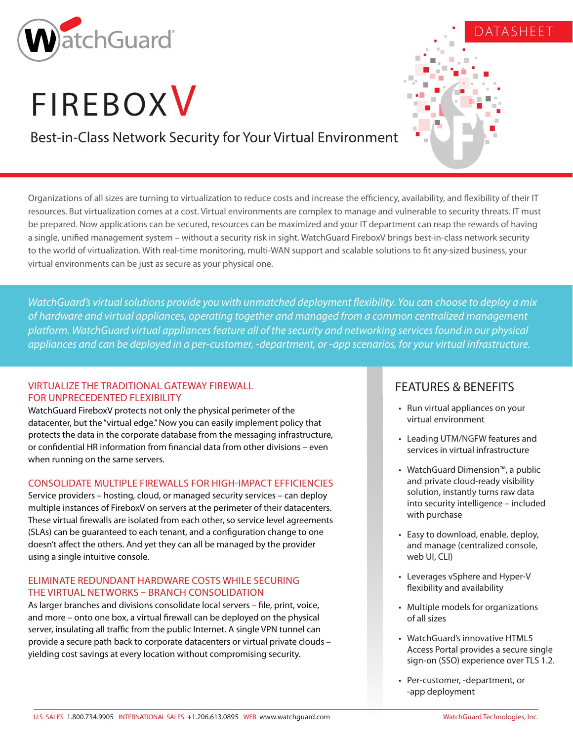DATASHEET

# FIREBOXV

## Best-in-Class Network Security for Your Virtual Environment

Organizations of all sizes are turning to virtualization to reduce costs and increase the efficiency, availability, and flexibility of their IT resources. But virtualization comes at a cost. Virtual environments are complex to manage and vulnerable to security threats. IT must be prepared. Now applications can be secured, resources can be maximized and your IT department can reap the rewards of having a single, unified management system – without a security risk in sight. WatchGuard FireboxV brings best-in-class network security to the world of virtualization. With real-time monitoring, multi-WAN support and scalable solutions to fit any-sized business, your virtual environments can be just as secure as your physical one.

*WatchGuard's virtual solutions provide you with unmatched deployment flexibility. You can choose to deploy a mix of hardware and virtual appliances, operating together and managed from a common centralized management platform. WatchGuard virtual appliances feature all of the security and networking services found in our physical appliances and can be deployed in a per-customer, -department, or -app scenarios, for your virtual infrastructure.*

### VIRTUALIZE THE TRADITIONAL GATEWAY FIREWALL FOR UNPRECEDENTED FLEXIBILITY

WatchGuard FireboxV protects not only the physical perimeter of the datacenter, but the "virtual edge." Now you can easily implement policy that protects the data in the corporate database from the messaging infrastructure, or confidential HR information from financial data from other divisions – even when running on the same servers.

### CONSOLIDATE MULTIPLE FIREWALLS FOR HIGH-IMPACT EFFICIENCIES

Service providers – hosting, cloud, or managed security services – can deploy multiple instances of FireboxV on servers at the perimeter of their datacenters. These virtual firewalls are isolated from each other, so service level agreements (SLAs) can be guaranteed to each tenant, and a configuration change to one doesn't affect the others. And yet they can all be managed by the provider using a single intuitive console.

### ELIMINATE REDUNDANT HARDWARE COSTS WHILE SECURING THE VIRTUAL NETWORKS – BRANCH CONSOLIDATION

As larger branches and divisions consolidate local servers – file, print, voice, and more – onto one box, a virtual firewall can be deployed on the physical server, insulating all traffic from the public Internet. A single VPN tunnel can provide a secure path back to corporate datacenters or virtual private clouds – yielding cost savings at every location without compromising security.

## FEATURES & BENEFITS

- Run virtual appliances on your virtual environment
- Leading UTM/NGFW features and services in virtual infrastructure
- WatchGuard Dimension™, a public and private cloud-ready visibility solution, instantly turns raw data into security intelligence – included with purchase
- Easy to download, enable, deploy, and manage (centralized console, web UI, CLI)
- Leverages vSphere and Hyper-V flexibility and availability
- Multiple models for organizations of all sizes
- WatchGuard's innovative HTML5 Access Portal provides a secure single sign-on (SSO) experience over TLS 1.2.
- Per-customer, -department, or -app deployment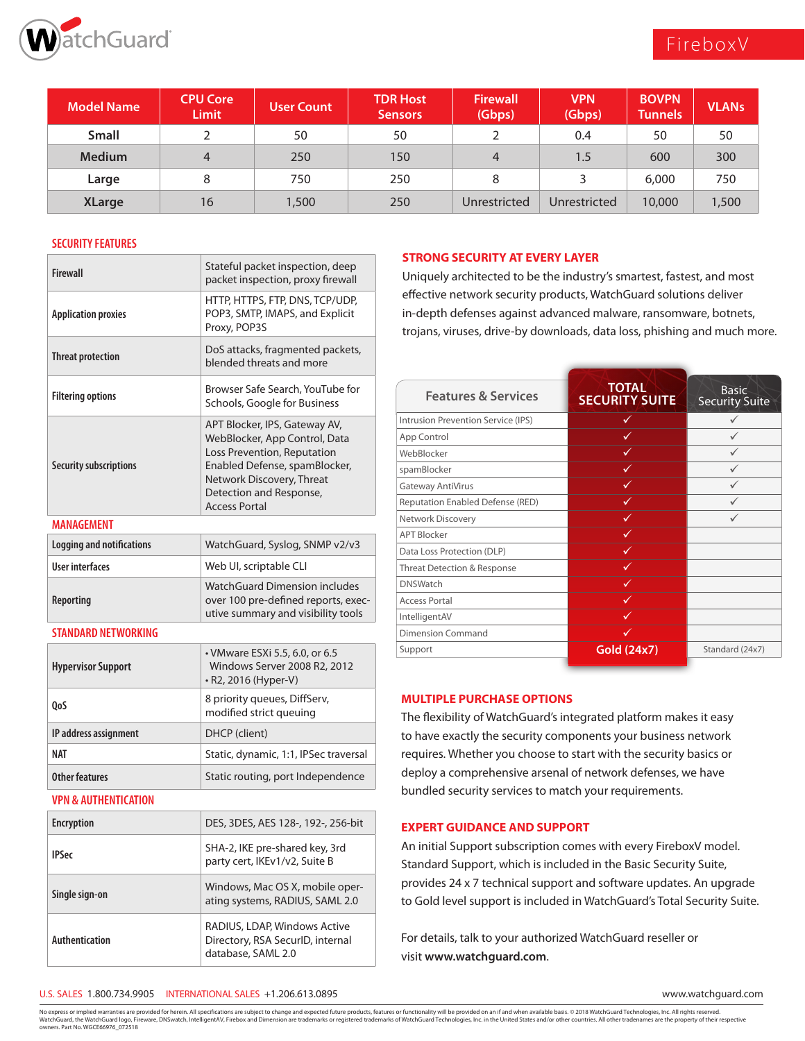FireboxV

| Model Name | CPU Core Limit | User Count | TDR Host Sensors | Firewall (Gbps) | VPN (Gbps) | BOVPN Tunnels | VLANs |
|---|---|---|---|---|---|---|---|
| Small | 2 | 50 | 50 | 2 | 0.4 | 50 | 50 |
| Medium | 4 | 250 | 150 | 4 | 1.5 | 600 | 300 |
| Large | 8 | 750 | 250 | 8 | 3 | 6,000 | 750 |
| XLarge | 16 | 1,500 | 250 | Unrestricted | Unrestricted | 10,000 | 1,500 |

## SECURITY FEATURES

| | |
|---|---|
| Firewall | Stateful packet inspection, deep packet inspection, proxy firewall |
| Application proxies | HTTP, HTTPS, FTP, DNS, TCP/UDP, POP3, SMTP, IMAPS, and Explicit Proxy, POP3S |
| Threat protection | DoS attacks, fragmented packets, blended threats and more |
| Filtering options | Browser Safe Search, YouTube for Schools, Google for Business |
| Security subscriptions | APT Blocker, IPS, Gateway AV, WebBlocker, App Control, Data Loss Prevention, Reputation Enabled Defense, spamBlocker, Network Discovery, Threat Detection and Response, Access Portal |

## MANAGEMENT

| | |
|---|---|
| Logging and notifications | WatchGuard, Syslog, SNMP v2/v3 |
| User interfaces | Web UI, scriptable CLI |
| Reporting | WatchGuard Dimension includes over 100 pre-defined reports, executive summary and visibility tools |

## STANDARD NETWORKING

| | |
|---|---|
| Hypervisor Support | • VMware ESXi 5.5, 6.0, or 6.5<br>Windows Server 2008 R2, 2012<br>• R2, 2016 (Hyper-V) |
| QoS | 8 priority queues, DiffServ, modified strict queuing |
| IP address assignment | DHCP (client) |
| NAT | Static, dynamic, 1:1, IPSec traversal |
| Other features | Static routing, port Independence |

## VPN & AUTHENTICATION

| | |
|---|---|
| Encryption | DES, 3DES, AES 128-, 192-, 256-bit |
| IPSec | SHA-2, IKE pre-shared key, 3rd party cert, IKEv1/v2, Suite B |
| Single sign-on | Windows, Mac OS X, mobile operating systems, RADIUS, SAML 2.0 |
| Authentication | RADIUS, LDAP, Windows Active Directory, RSA SecurID, internal database, SAML 2.0 |

## STRONG SECURITY AT EVERY LAYER

Uniquely architected to be the industry's smartest, fastest, and most effective network security products, WatchGuard solutions deliver in-depth defenses against advanced malware, ransomware, botnets, trojans, viruses, drive-by downloads, data loss, phishing and much more.

| Features & Services | TOTAL SECURITY SUITE | Basic Security Suite |
|---|---|---|
| Intrusion Prevention Service (IPS) | ✓ | ✓ |
| App Control | ✓ | ✓ |
| WebBlocker | ✓ | ✓ |
| spamBlocker | ✓ | ✓ |
| Gateway AntiVirus | ✓ | ✓ |
| Reputation Enabled Defense (RED) | ✓ | ✓ |
| Network Discovery | ✓ | ✓ |
| APT Blocker | ✓ | |
| Data Loss Protection (DLP) | ✓ | |
| Threat Detection & Response | ✓ | |
| DNSWatch | ✓ | |
| Access Portal | ✓ | |
| IntelligentAV | ✓ | |
| Dimension Command | ✓ | |
| Support | Gold (24x7) | Standard (24x7) |

## MULTIPLE PURCHASE OPTIONS

The flexibility of WatchGuard's integrated platform makes it easy to have exactly the security components your business network requires. Whether you choose to start with the security basics or deploy a comprehensive arsenal of network defenses, we have bundled security services to match your requirements.

## EXPERT GUIDANCE AND SUPPORT

An initial Support subscription comes with every FireboxV model. Standard Support, which is included in the Basic Security Suite, provides 24 x 7 technical support and software updates. An upgrade to Gold level support is included in WatchGuard's Total Security Suite.

For details, talk to your authorized WatchGuard reseller or visit **www.watchguard.com**.

U.S. SALES 1.800.734.9905 INTERNATIONAL SALES +1.206.613.0895 www.watchguard.com

No express or implied warranties are provided for herein. All specifications are subject to change and expected future products, features or functionality will be provided on an if and when available basis. © 2018 WatchGuard Technologies, Inc. All rights reserved. WatchGuard, the WatchGuard logo, Fireware, DNSwatch, IntelligentAV, Firebox and Dimension are trademarks or registered trademarks of WatchGuard Technologies, Inc. in the United States and/or other countries. All other tradenames are the property of their respective owners. Part No. WGCE66976_072518